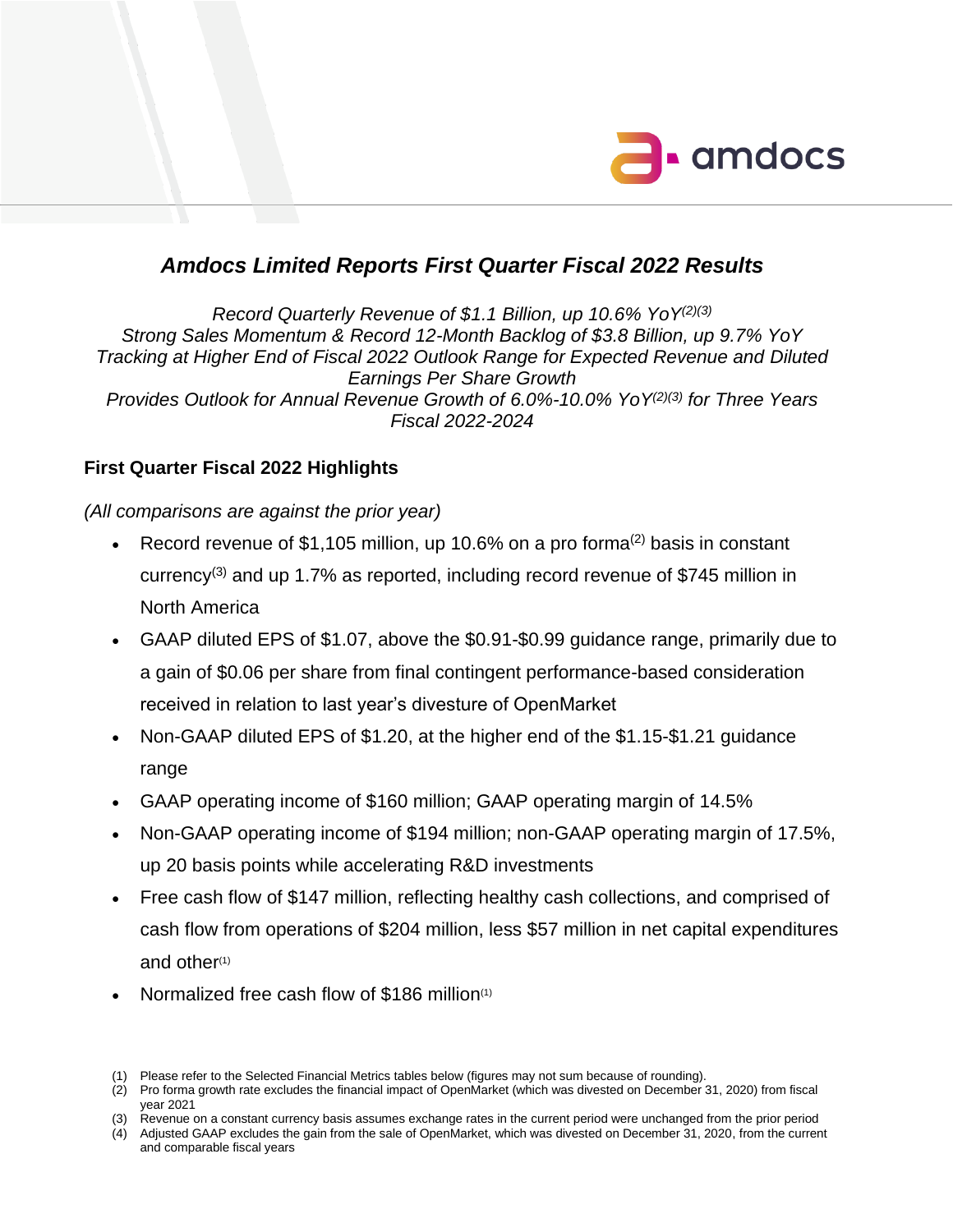# Amdocs Limited Reports First Quarter Fiscal 2022 Results

*Record Quarterly Revenue of $1.1 Billion, up 10.6% YoY[(2)(3)]*
*Strong Sales Momentum & Record 12-Month Backlog of $3.8 Billion, up 9.7% YoY*
*Tracking at Higher End of Fiscal 2022 Outlook Range for Expected Revenue and Diluted Earnings Per Share Growth*
*Provides Outlook for Annual Revenue Growth of 6.0%-10.0% YoY[(2)(3)] for Three Years Fiscal 2022-2024*

## First Quarter Fiscal 2022 Highlights

*(All comparisons are against the prior year)*

- Record revenue of $1,105 million, up 10.6% on a pro forma[(2)] basis in constant currency[(3)] and up 1.7% as reported, including record revenue of $745 million in North America
- GAAP diluted EPS of $1.07, above the $0.91-$0.99 guidance range, primarily due to a gain of $0.06 per share from final contingent performance-based consideration received in relation to last year's divesture of OpenMarket
- Non-GAAP diluted EPS of $1.20, at the higher end of the $1.15-$1.21 guidance range
- GAAP operating income of $160 million; GAAP operating margin of 14.5%
- Non-GAAP operating income of $194 million; non-GAAP operating margin of 17.5%, up 20 basis points while accelerating R&D investments
- Free cash flow of $147 million, reflecting healthy cash collections, and comprised of cash flow from operations of $204 million, less $57 million in net capital expenditures and other[(1)]
- Normalized free cash flow of $186 million[(1)]

(1) Please refer to the Selected Financial Metrics tables below (figures may not sum because of rounding).
(2) Pro forma growth rate excludes the financial impact of OpenMarket (which was divested on December 31, 2020) from fiscal year 2021
(3) Revenue on a constant currency basis assumes exchange rates in the current period were unchanged from the prior period
(4) Adjusted GAAP excludes the gain from the sale of OpenMarket, which was divested on December 31, 2020, from the current and comparable fiscal years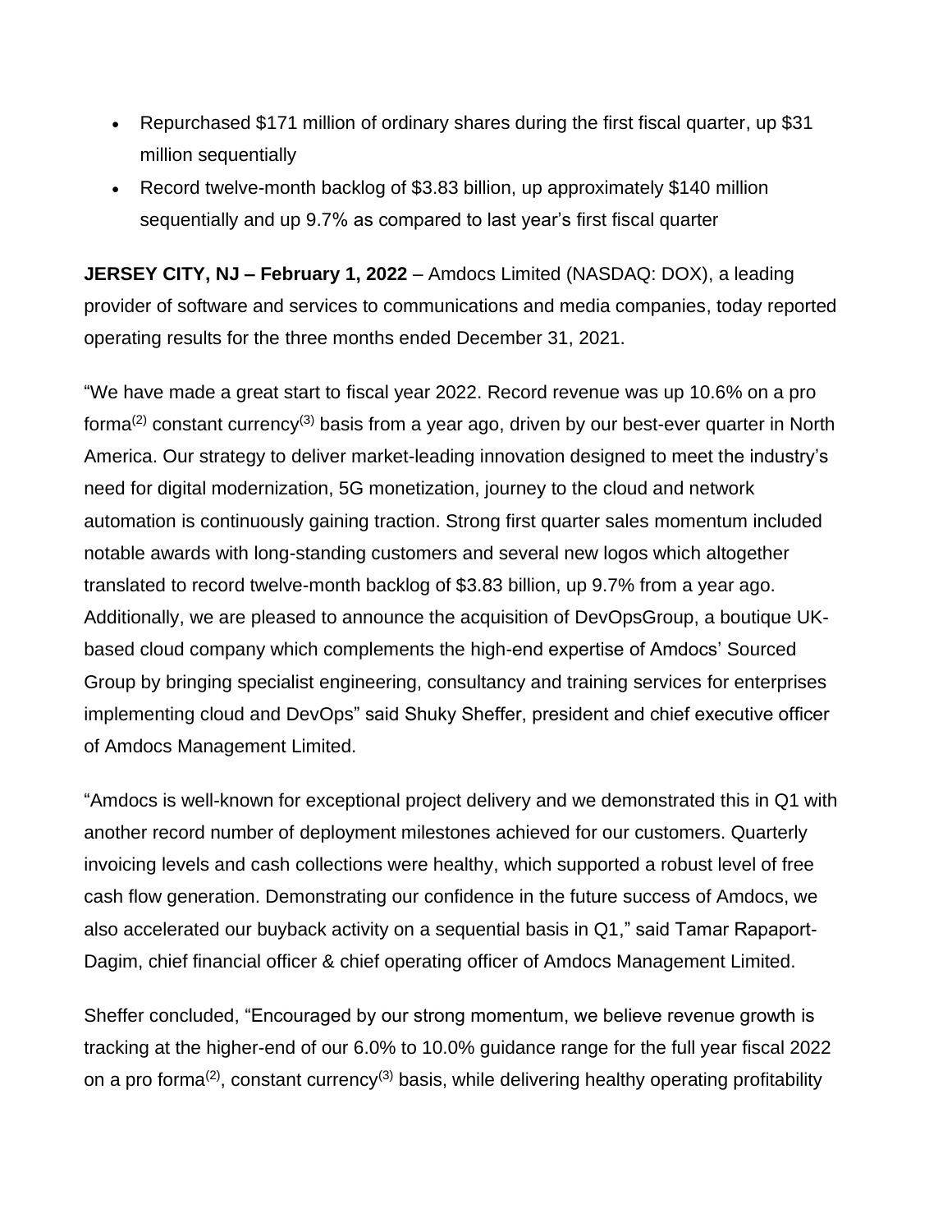- Repurchased $171 million of ordinary shares during the first fiscal quarter, up $31 million sequentially
- Record twelve-month backlog of $3.83 billion, up approximately $140 million sequentially and up 9.7% as compared to last year's first fiscal quarter

**JERSEY CITY, NJ – February 1, 2022** – Amdocs Limited (NASDAQ: DOX), a leading provider of software and services to communications and media companies, today reported operating results for the three months ended December 31, 2021.

"We have made a great start to fiscal year 2022. Record revenue was up 10.6% on a pro forma[(2)] constant currency[(3)] basis from a year ago, driven by our best-ever quarter in North America. Our strategy to deliver market-leading innovation designed to meet the industry's need for digital modernization, 5G monetization, journey to the cloud and network automation is continuously gaining traction. Strong first quarter sales momentum included notable awards with long-standing customers and several new logos which altogether translated to record twelve-month backlog of $3.83 billion, up 9.7% from a year ago. Additionally, we are pleased to announce the acquisition of DevOpsGroup, a boutique UK-based cloud company which complements the high-end expertise of Amdocs' Sourced Group by bringing specialist engineering, consultancy and training services for enterprises implementing cloud and DevOps" said Shuky Sheffer, president and chief executive officer of Amdocs Management Limited.

"Amdocs is well-known for exceptional project delivery and we demonstrated this in Q1 with another record number of deployment milestones achieved for our customers. Quarterly invoicing levels and cash collections were healthy, which supported a robust level of free cash flow generation. Demonstrating our confidence in the future success of Amdocs, we also accelerated our buyback activity on a sequential basis in Q1," said Tamar Rapaport-Dagim, chief financial officer & chief operating officer of Amdocs Management Limited.

Sheffer concluded, "Encouraged by our strong momentum, we believe revenue growth is tracking at the higher-end of our 6.0% to 10.0% guidance range for the full year fiscal 2022 on a pro forma[(2)], constant currency[(3)] basis, while delivering healthy operating profitability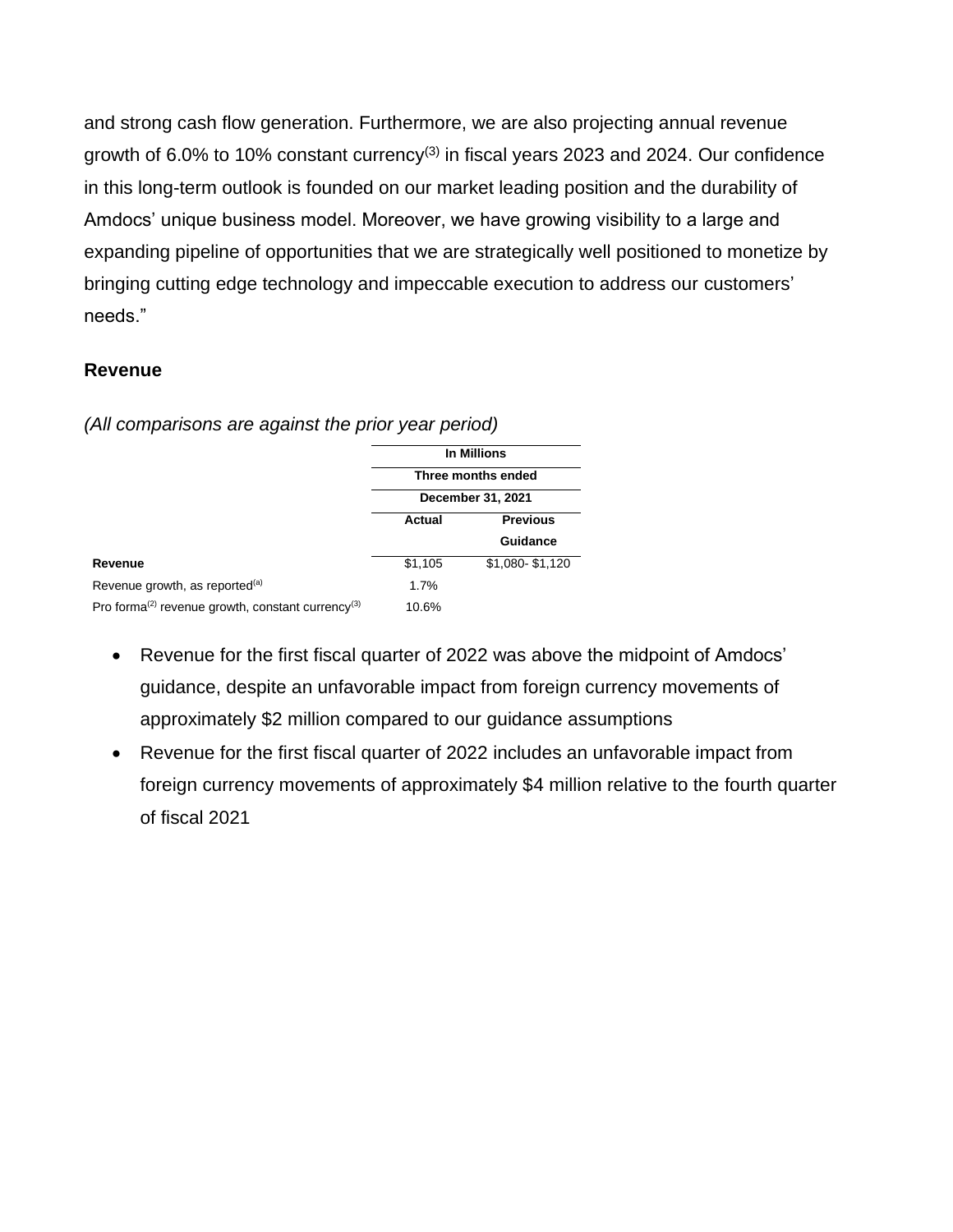and strong cash flow generation. Furthermore, we are also projecting annual revenue growth of 6.0% to 10% constant currency[3] in fiscal years 2023 and 2024. Our confidence in this long-term outlook is founded on our market leading position and the durability of Amdocs' unique business model. Moreover, we have growing visibility to a large and expanding pipeline of opportunities that we are strategically well positioned to monetize by bringing cutting edge technology and impeccable execution to address our customers' needs."

### Revenue

*(All comparisons are against the prior year period)*

| | In Millions | |
|---|---|---|
| | Three months ended | |
| | December 31, 2021 | |
| | Actual | Previous Guidance |
| **Revenue** | $1,105 | $1,080- $1,120 |
| Revenue growth, as reported[a] | 1.7% | |
| Pro forma[2] revenue growth, constant currency[3] | 10.6% | |

- Revenue for the first fiscal quarter of 2022 was above the midpoint of Amdocs' guidance, despite an unfavorable impact from foreign currency movements of approximately $2 million compared to our guidance assumptions
- Revenue for the first fiscal quarter of 2022 includes an unfavorable impact from foreign currency movements of approximately $4 million relative to the fourth quarter of fiscal 2021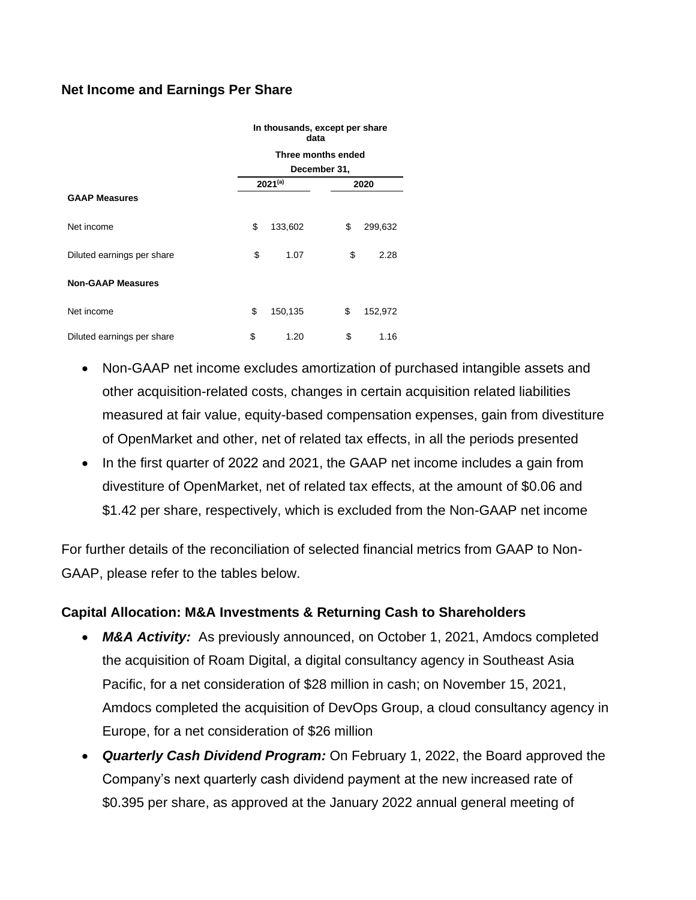## Net Income and Earnings Per Share

| | In thousands, except per share data | |
|---|---|---|
| | Three months ended December 31, | |
| | 2021[(a)] | 2020 |
| **GAAP Measures** | | |
| Net income | $ 133,602 | $ 299,632 |
| Diluted earnings per share | $ 1.07 | $ 2.28 |
| **Non-GAAP Measures** | | |
| Net income | $ 150,135 | $ 152,972 |
| Diluted earnings per share | $ 1.20 | $ 1.16 |

- Non-GAAP net income excludes amortization of purchased intangible assets and other acquisition-related costs, changes in certain acquisition related liabilities measured at fair value, equity-based compensation expenses, gain from divestiture of OpenMarket and other, net of related tax effects, in all the periods presented
- In the first quarter of 2022 and 2021, the GAAP net income includes a gain from divestiture of OpenMarket, net of related tax effects, at the amount of $0.06 and $1.42 per share, respectively, which is excluded from the Non-GAAP net income

For further details of the reconciliation of selected financial metrics from GAAP to Non-GAAP, please refer to the tables below.

### Capital Allocation: M&A Investments & Returning Cash to Shareholders

- ***M&A Activity:*** As previously announced, on October 1, 2021, Amdocs completed the acquisition of Roam Digital, a digital consultancy agency in Southeast Asia Pacific, for a net consideration of $28 million in cash; on November 15, 2021, Amdocs completed the acquisition of DevOps Group, a cloud consultancy agency in Europe, for a net consideration of $26 million
- ***Quarterly Cash Dividend Program:*** On February 1, 2022, the Board approved the Company's next quarterly cash dividend payment at the new increased rate of $0.395 per share, as approved at the January 2022 annual general meeting of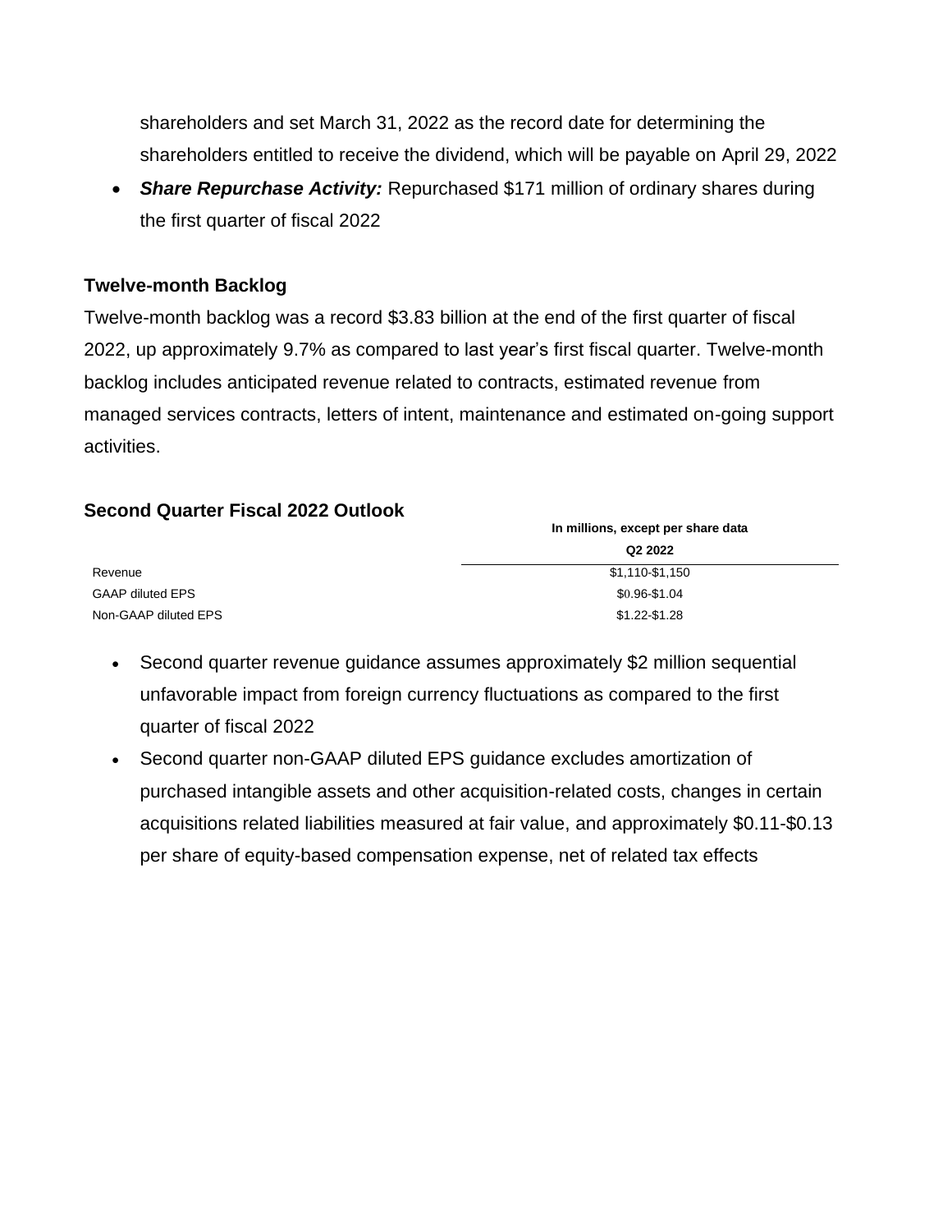shareholders and set March 31, 2022 as the record date for determining the shareholders entitled to receive the dividend, which will be payable on April 29, 2022

- ***Share Repurchase Activity:*** Repurchased $171 million of ordinary shares during the first quarter of fiscal 2022

**Twelve-month Backlog**

Twelve-month backlog was a record $3.83 billion at the end of the first quarter of fiscal 2022, up approximately 9.7% as compared to last year's first fiscal quarter. Twelve-month backlog includes anticipated revenue related to contracts, estimated revenue from managed services contracts, letters of intent, maintenance and estimated on-going support activities.

**Second Quarter Fiscal 2022 Outlook**

| | In millions, except per share data |
|---|---|
| | Q2 2022 |
| Revenue | $1,110-$1,150 |
| GAAP diluted EPS | $0.96-$1.04 |
| Non-GAAP diluted EPS | $1.22-$1.28 |

- Second quarter revenue guidance assumes approximately $2 million sequential unfavorable impact from foreign currency fluctuations as compared to the first quarter of fiscal 2022
- Second quarter non-GAAP diluted EPS guidance excludes amortization of purchased intangible assets and other acquisition-related costs, changes in certain acquisitions related liabilities measured at fair value, and approximately $0.11-$0.13 per share of equity-based compensation expense, net of related tax effects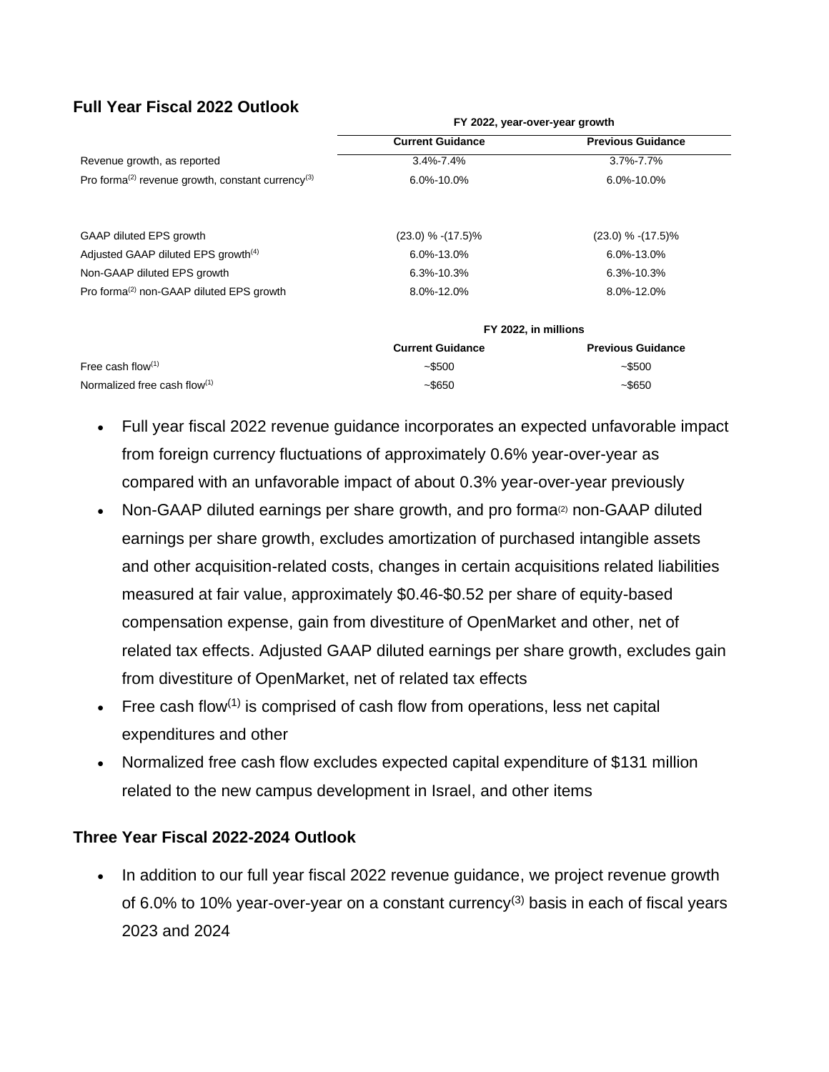## Full Year Fiscal 2022 Outlook

| | FY 2022, year-over-year growth | |
|---|---|---|
| | Current Guidance | Previous Guidance |
| Revenue growth, as reported | 3.4%-7.4% | 3.7%-7.7% |
| Pro forma[(2)] revenue growth, constant currency[(3)] | 6.0%-10.0% | 6.0%-10.0% |
| | | |
| GAAP diluted EPS growth | (23.0) % -(17.5)% | (23.0) % -(17.5)% |
| Adjusted GAAP diluted EPS growth[(4)] | 6.0%-13.0% | 6.0%-13.0% |
| Non-GAAP diluted EPS growth | 6.3%-10.3% | 6.3%-10.3% |
| Pro forma[(2)] non-GAAP diluted EPS growth | 8.0%-12.0% | 8.0%-12.0% |

| | FY 2022, in millions | |
|---|---|---|
| | Current Guidance | Previous Guidance |
| Free cash flow[(1)] | ~$500 | ~$500 |
| Normalized free cash flow[(1)] | ~$650 | ~$650 |

- Full year fiscal 2022 revenue guidance incorporates an expected unfavorable impact from foreign currency fluctuations of approximately 0.6% year-over-year as compared with an unfavorable impact of about 0.3% year-over-year previously
- Non-GAAP diluted earnings per share growth, and pro forma[(2)] non-GAAP diluted earnings per share growth, excludes amortization of purchased intangible assets and other acquisition-related costs, changes in certain acquisitions related liabilities measured at fair value, approximately $0.46-$0.52 per share of equity-based compensation expense, gain from divestiture of OpenMarket and other, net of related tax effects. Adjusted GAAP diluted earnings per share growth, excludes gain from divestiture of OpenMarket, net of related tax effects
- Free cash flow[(1)] is comprised of cash flow from operations, less net capital expenditures and other
- Normalized free cash flow excludes expected capital expenditure of $131 million related to the new campus development in Israel, and other items

## Three Year Fiscal 2022-2024 Outlook

- In addition to our full year fiscal 2022 revenue guidance, we project revenue growth of 6.0% to 10% year-over-year on a constant currency[(3)] basis in each of fiscal years 2023 and 2024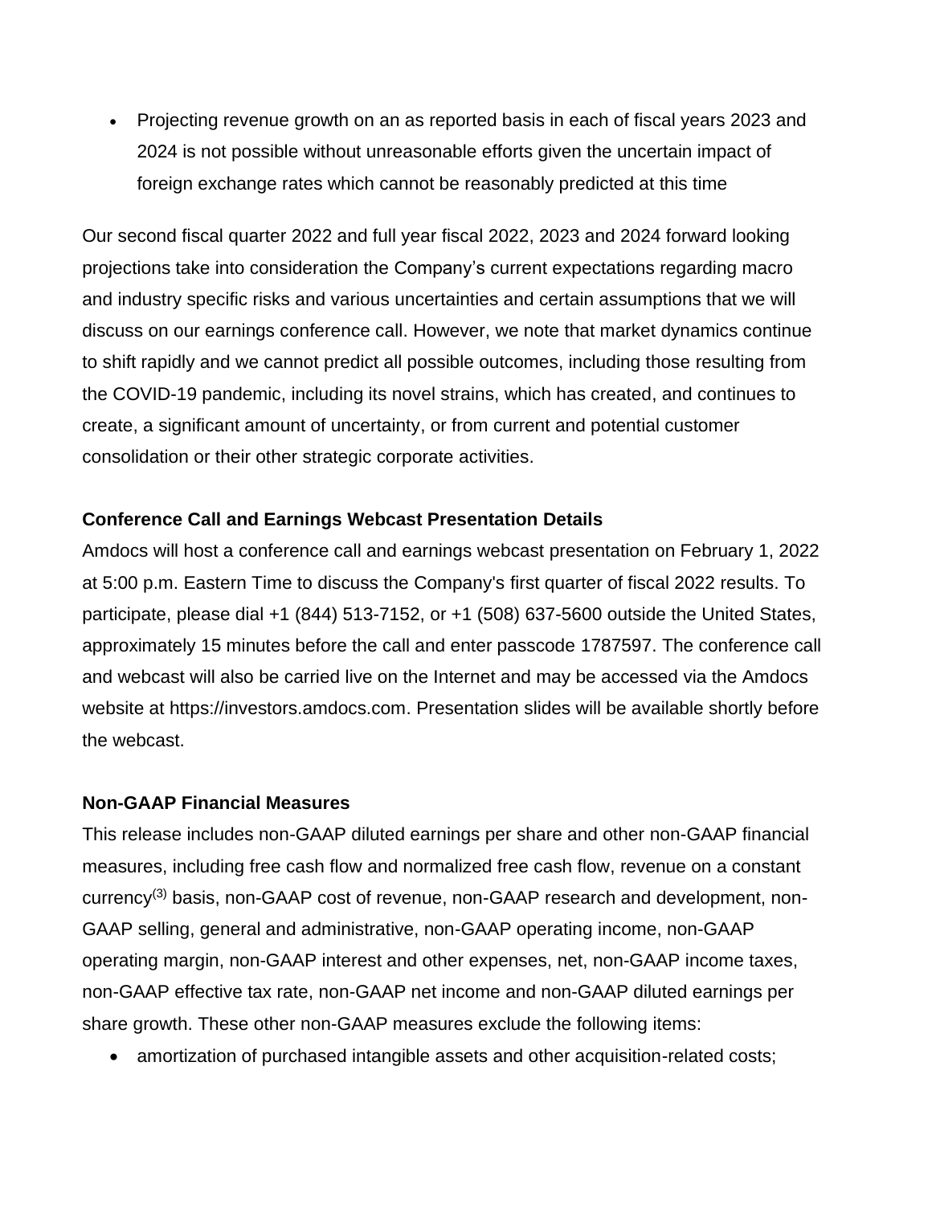- Projecting revenue growth on an as reported basis in each of fiscal years 2023 and 2024 is not possible without unreasonable efforts given the uncertain impact of foreign exchange rates which cannot be reasonably predicted at this time

Our second fiscal quarter 2022 and full year fiscal 2022, 2023 and 2024 forward looking projections take into consideration the Company's current expectations regarding macro and industry specific risks and various uncertainties and certain assumptions that we will discuss on our earnings conference call. However, we note that market dynamics continue to shift rapidly and we cannot predict all possible outcomes, including those resulting from the COVID-19 pandemic, including its novel strains, which has created, and continues to create, a significant amount of uncertainty, or from current and potential customer consolidation or their other strategic corporate activities.

**Conference Call and Earnings Webcast Presentation Details**

Amdocs will host a conference call and earnings webcast presentation on February 1, 2022 at 5:00 p.m. Eastern Time to discuss the Company's first quarter of fiscal 2022 results. To participate, please dial +1 (844) 513-7152, or +1 (508) 637-5600 outside the United States, approximately 15 minutes before the call and enter passcode 1787597. The conference call and webcast will also be carried live on the Internet and may be accessed via the Amdocs website at https://investors.amdocs.com. Presentation slides will be available shortly before the webcast.

**Non-GAAP Financial Measures**

This release includes non-GAAP diluted earnings per share and other non-GAAP financial measures, including free cash flow and normalized free cash flow, revenue on a constant currency[3] basis, non-GAAP cost of revenue, non-GAAP research and development, non-GAAP selling, general and administrative, non-GAAP operating income, non-GAAP operating margin, non-GAAP interest and other expenses, net, non-GAAP income taxes, non-GAAP effective tax rate, non-GAAP net income and non-GAAP diluted earnings per share growth. These other non-GAAP measures exclude the following items:

- amortization of purchased intangible assets and other acquisition-related costs;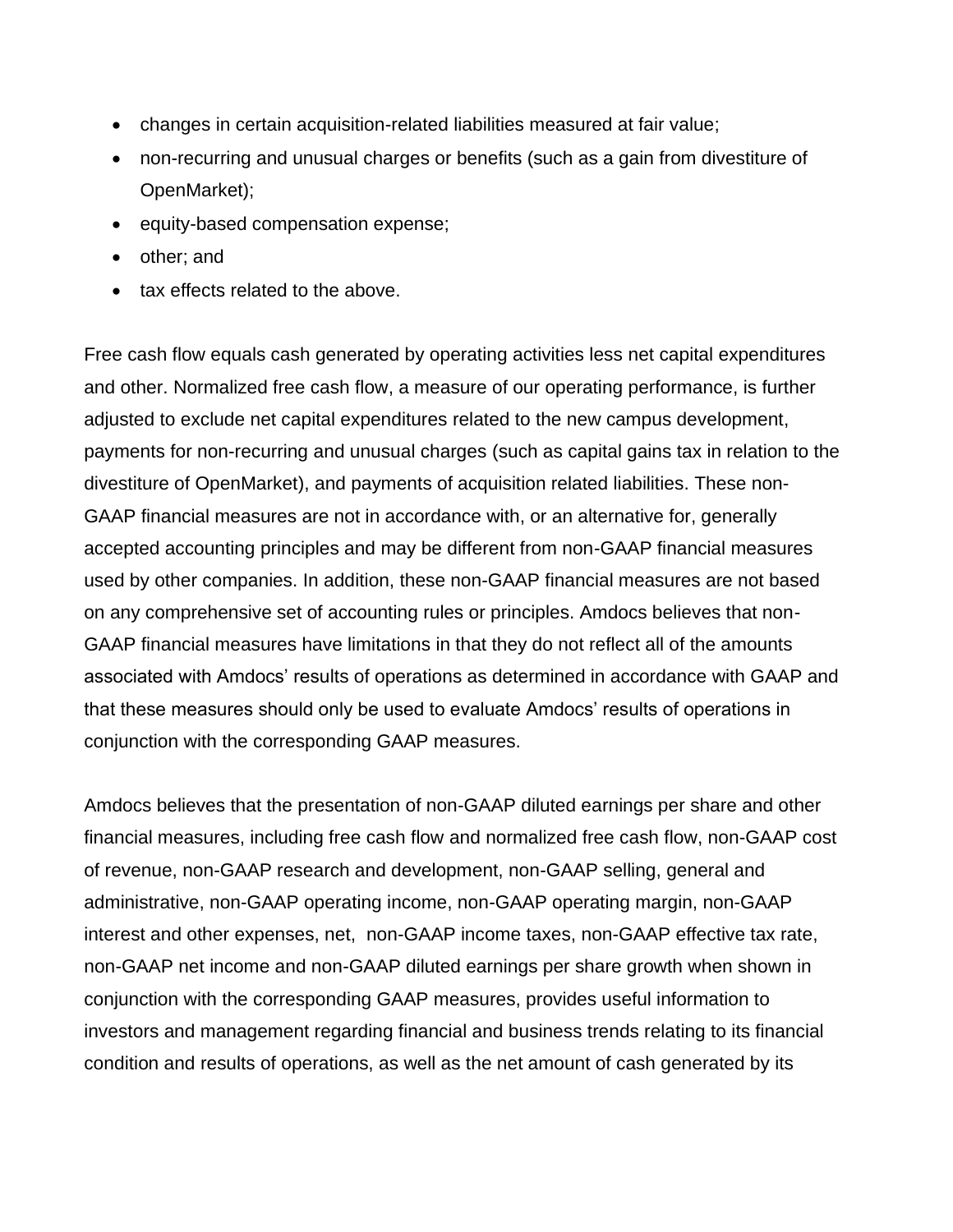- changes in certain acquisition-related liabilities measured at fair value;
- non-recurring and unusual charges or benefits (such as a gain from divestiture of OpenMarket);
- equity-based compensation expense;
- other; and
- tax effects related to the above.

Free cash flow equals cash generated by operating activities less net capital expenditures and other. Normalized free cash flow, a measure of our operating performance, is further adjusted to exclude net capital expenditures related to the new campus development, payments for non-recurring and unusual charges (such as capital gains tax in relation to the divestiture of OpenMarket), and payments of acquisition related liabilities. These non-GAAP financial measures are not in accordance with, or an alternative for, generally accepted accounting principles and may be different from non-GAAP financial measures used by other companies. In addition, these non-GAAP financial measures are not based on any comprehensive set of accounting rules or principles. Amdocs believes that non-GAAP financial measures have limitations in that they do not reflect all of the amounts associated with Amdocs' results of operations as determined in accordance with GAAP and that these measures should only be used to evaluate Amdocs' results of operations in conjunction with the corresponding GAAP measures.

Amdocs believes that the presentation of non-GAAP diluted earnings per share and other financial measures, including free cash flow and normalized free cash flow, non-GAAP cost of revenue, non-GAAP research and development, non-GAAP selling, general and administrative, non-GAAP operating income, non-GAAP operating margin, non-GAAP interest and other expenses, net, non-GAAP income taxes, non-GAAP effective tax rate, non-GAAP net income and non-GAAP diluted earnings per share growth when shown in conjunction with the corresponding GAAP measures, provides useful information to investors and management regarding financial and business trends relating to its financial condition and results of operations, as well as the net amount of cash generated by its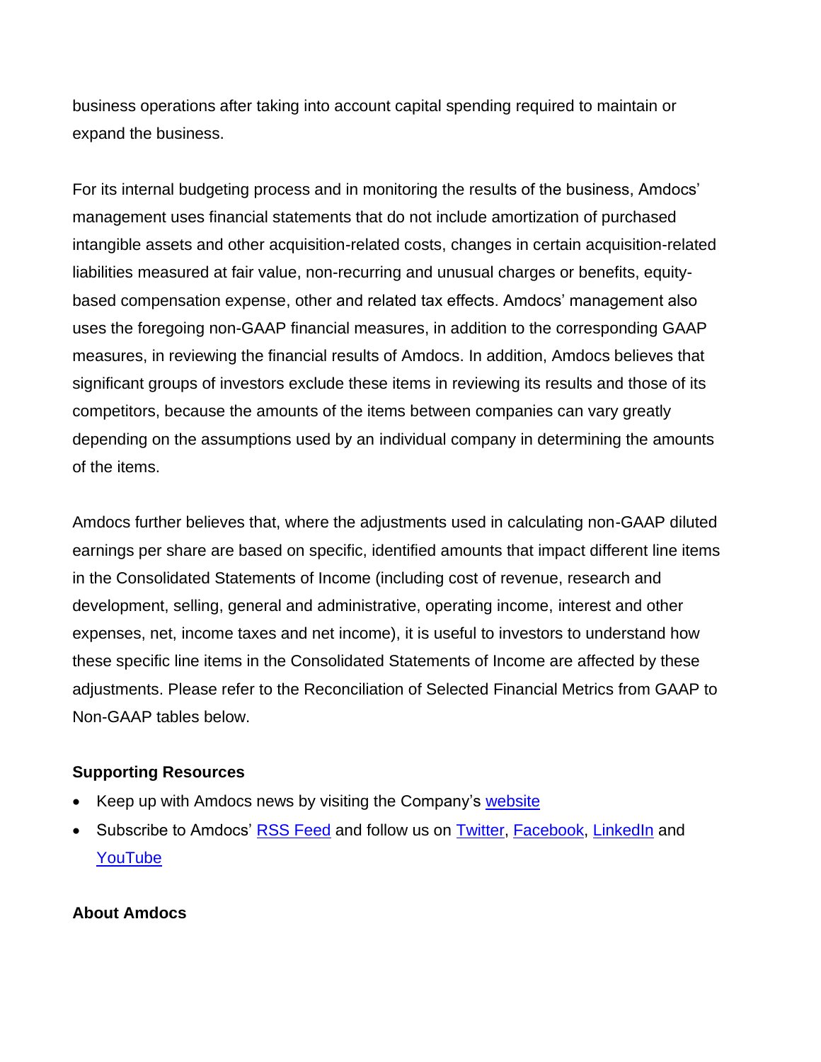business operations after taking into account capital spending required to maintain or expand the business.

For its internal budgeting process and in monitoring the results of the business, Amdocs' management uses financial statements that do not include amortization of purchased intangible assets and other acquisition-related costs, changes in certain acquisition-related liabilities measured at fair value, non-recurring and unusual charges or benefits, equity-based compensation expense, other and related tax effects. Amdocs' management also uses the foregoing non-GAAP financial measures, in addition to the corresponding GAAP measures, in reviewing the financial results of Amdocs. In addition, Amdocs believes that significant groups of investors exclude these items in reviewing its results and those of its competitors, because the amounts of the items between companies can vary greatly depending on the assumptions used by an individual company in determining the amounts of the items.

Amdocs further believes that, where the adjustments used in calculating non-GAAP diluted earnings per share are based on specific, identified amounts that impact different line items in the Consolidated Statements of Income (including cost of revenue, research and development, selling, general and administrative, operating income, interest and other expenses, net, income taxes and net income), it is useful to investors to understand how these specific line items in the Consolidated Statements of Income are affected by these adjustments. Please refer to the Reconciliation of Selected Financial Metrics from GAAP to Non-GAAP tables below.

**Supporting Resources**

- Keep up with Amdocs news by visiting the Company's website
- Subscribe to Amdocs' RSS Feed and follow us on Twitter, Facebook, LinkedIn and YouTube

**About Amdocs**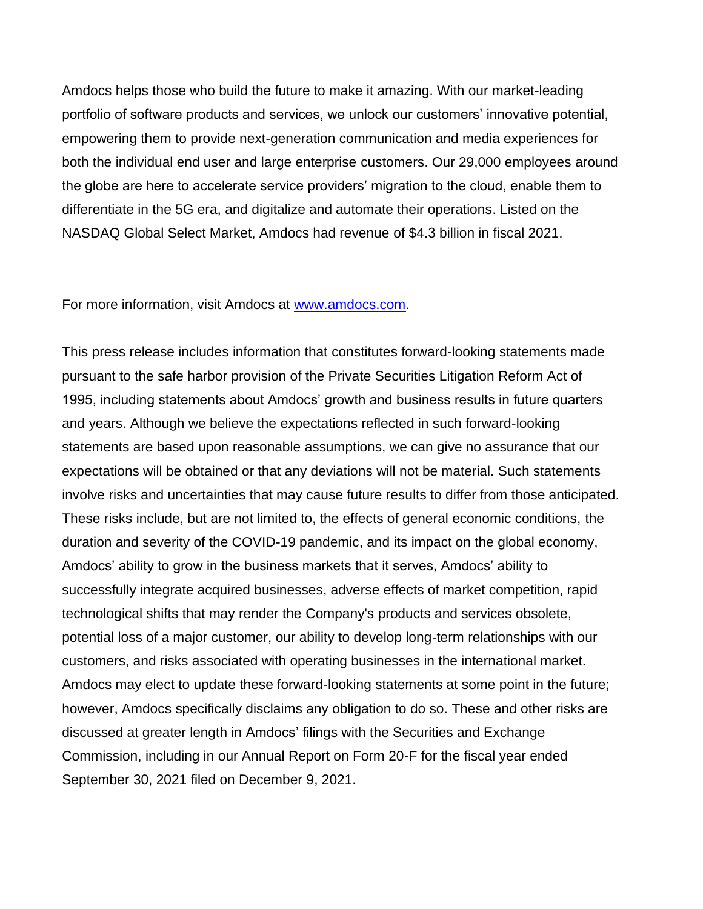Amdocs helps those who build the future to make it amazing. With our market-leading portfolio of software products and services, we unlock our customers' innovative potential, empowering them to provide next-generation communication and media experiences for both the individual end user and large enterprise customers. Our 29,000 employees around the globe are here to accelerate service providers' migration to the cloud, enable them to differentiate in the 5G era, and digitalize and automate their operations. Listed on the NASDAQ Global Select Market, Amdocs had revenue of $4.3 billion in fiscal 2021.

For more information, visit Amdocs at [www.amdocs.com](http://www.amdocs.com).

This press release includes information that constitutes forward-looking statements made pursuant to the safe harbor provision of the Private Securities Litigation Reform Act of 1995, including statements about Amdocs' growth and business results in future quarters and years. Although we believe the expectations reflected in such forward-looking statements are based upon reasonable assumptions, we can give no assurance that our expectations will be obtained or that any deviations will not be material. Such statements involve risks and uncertainties that may cause future results to differ from those anticipated. These risks include, but are not limited to, the effects of general economic conditions, the duration and severity of the COVID-19 pandemic, and its impact on the global economy, Amdocs' ability to grow in the business markets that it serves, Amdocs' ability to successfully integrate acquired businesses, adverse effects of market competition, rapid technological shifts that may render the Company's products and services obsolete, potential loss of a major customer, our ability to develop long-term relationships with our customers, and risks associated with operating businesses in the international market. Amdocs may elect to update these forward-looking statements at some point in the future; however, Amdocs specifically disclaims any obligation to do so. These and other risks are discussed at greater length in Amdocs' filings with the Securities and Exchange Commission, including in our Annual Report on Form 20-F for the fiscal year ended September 30, 2021 filed on December 9, 2021.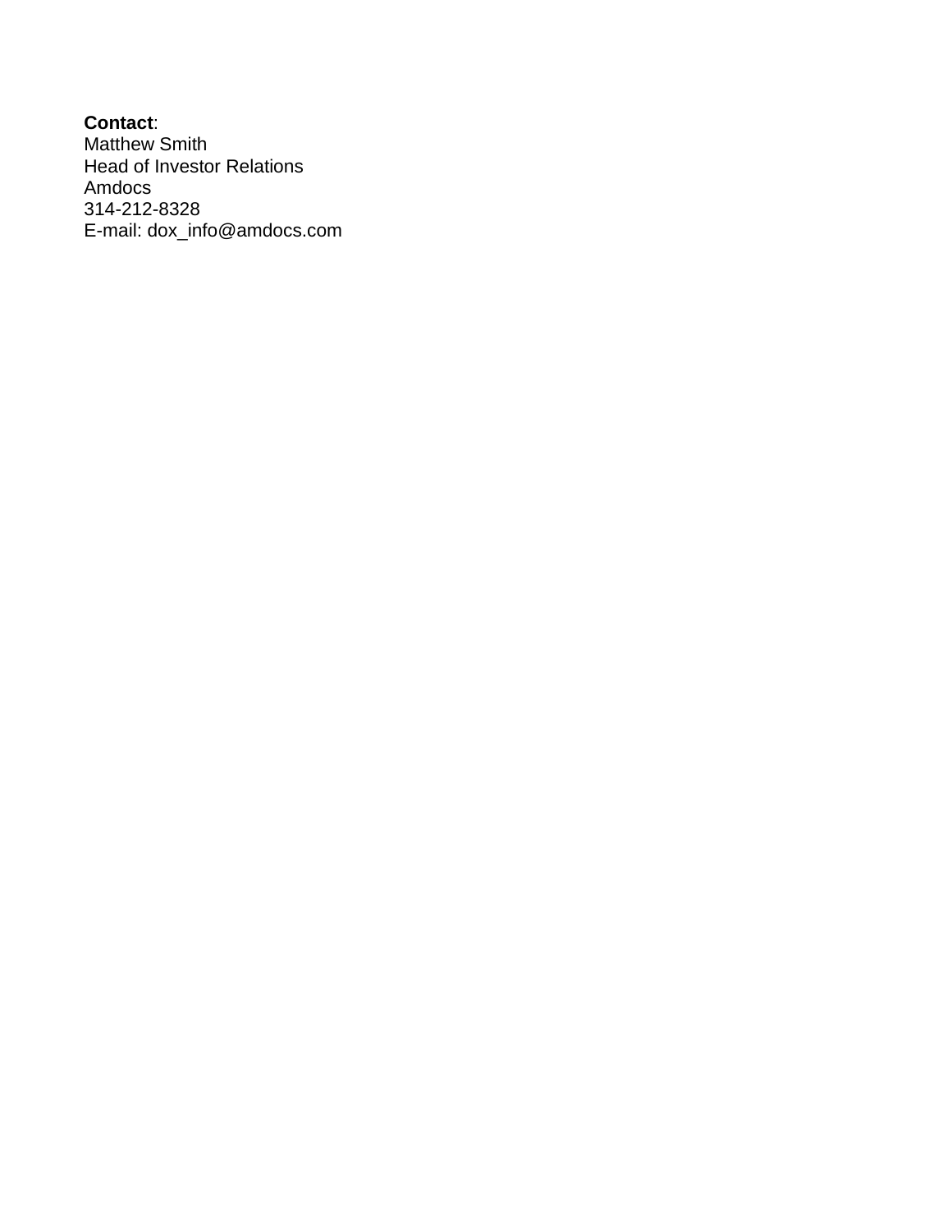**Contact**:
Matthew Smith
Head of Investor Relations
Amdocs
314-212-8328
E-mail: dox_info@amdocs.com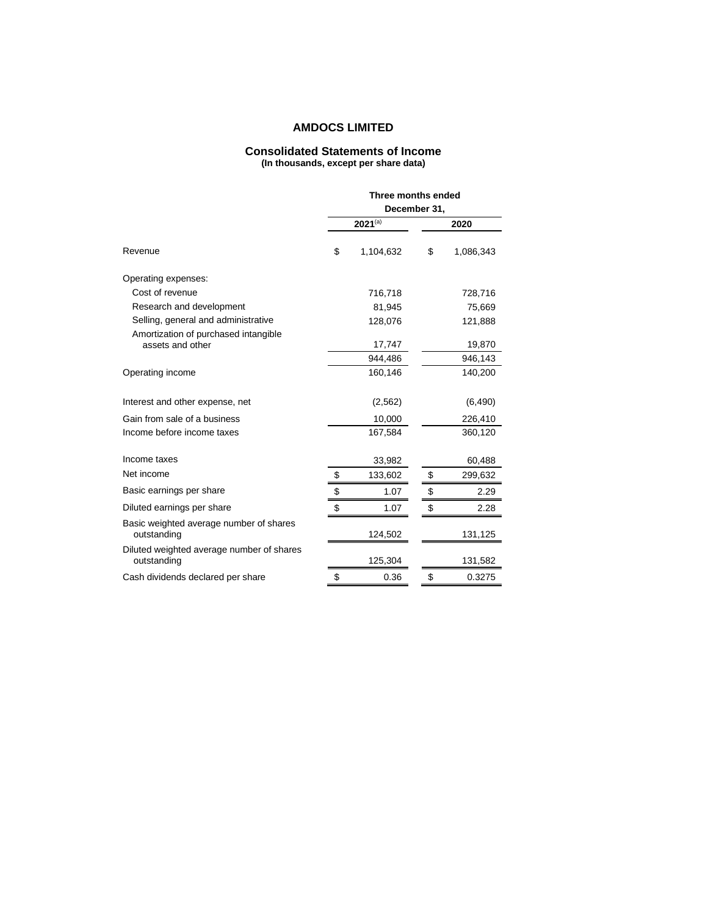# AMDOCS LIMITED

## Consolidated Statements of Income

**(In thousands, except per share data)**

| | Three months ended December 31, | |
|---|---|---|
| | 2021[(a)] | 2020 |
| Revenue | $ 1,104,632 | $ 1,086,343 |
| Operating expenses: | | |
| Cost of revenue | 716,718 | 728,716 |
| Research and development | 81,945 | 75,669 |
| Selling, general and administrative | 128,076 | 121,888 |
| Amortization of purchased intangible assets and other | 17,747 | 19,870 |
| | 944,486 | 946,143 |
| Operating income | 160,146 | 140,200 |
| Interest and other expense, net | (2,562) | (6,490) |
| Gain from sale of a business | 10,000 | 226,410 |
| Income before income taxes | 167,584 | 360,120 |
| Income taxes | 33,982 | 60,488 |
| Net income | $ 133,602 | $ 299,632 |
| Basic earnings per share | $ 1.07 | $ 2.29 |
| Diluted earnings per share | $ 1.07 | $ 2.28 |
| Basic weighted average number of shares outstanding | 124,502 | 131,125 |
| Diluted weighted average number of shares outstanding | 125,304 | 131,582 |
| Cash dividends declared per share | $ 0.36 | $ 0.3275 |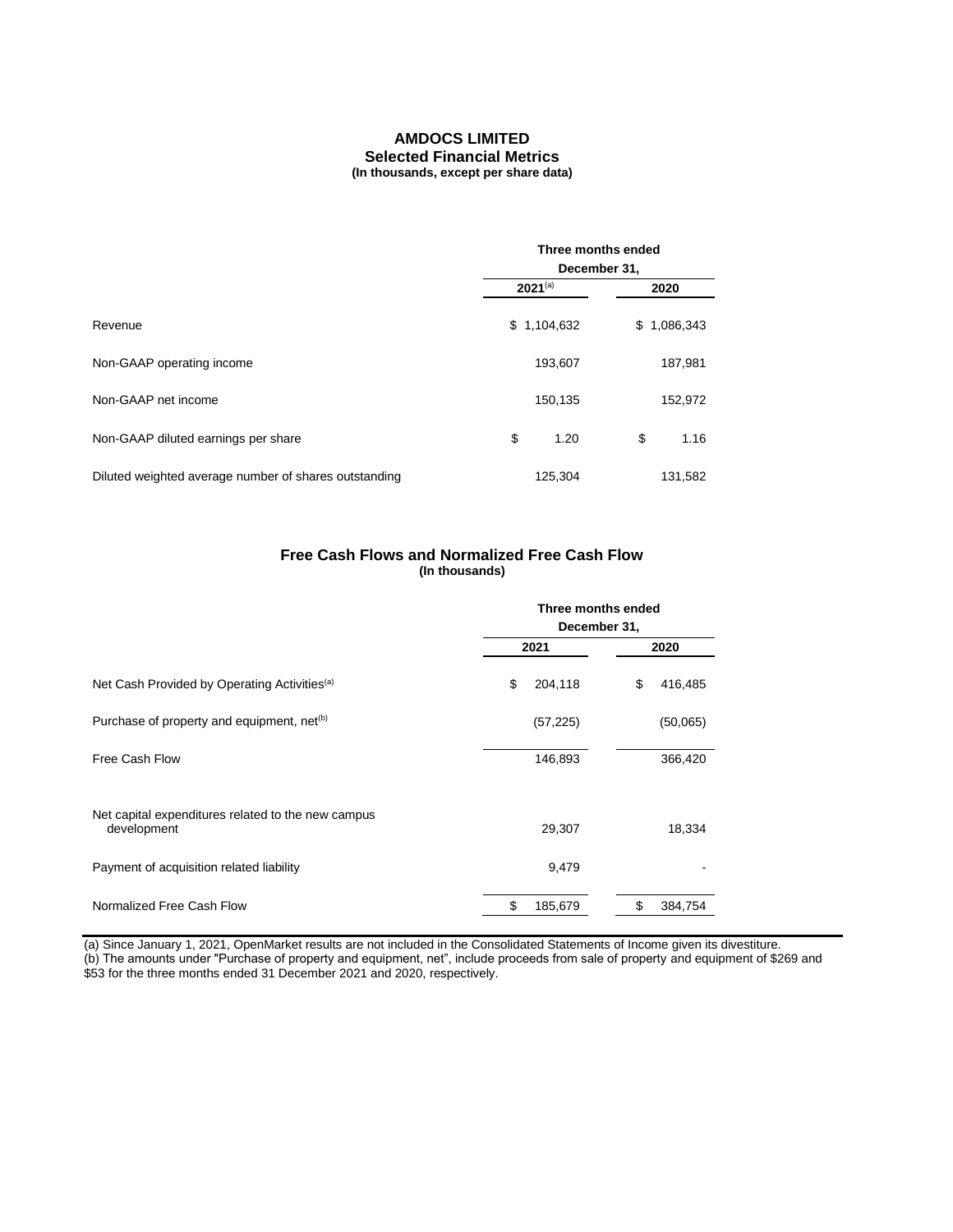# AMDOCS LIMITED

## Selected Financial Metrics

**(In thousands, except per share data)**

| | Three months ended December 31, | |
|---|---|---|
| | 2021[(a)] | 2020 |
| Revenue | $ 1,104,632 | $ 1,086,343 |
| Non-GAAP operating income | 193,607 | 187,981 |
| Non-GAAP net income | 150,135 | 152,972 |
| Non-GAAP diluted earnings per share | $ 1.20 | $ 1.16 |
| Diluted weighted average number of shares outstanding | 125,304 | 131,582 |

## Free Cash Flows and Normalized Free Cash Flow

**(In thousands)**

| | Three months ended December 31, | |
|---|---|---|
| | 2021 | 2020 |
| Net Cash Provided by Operating Activities[(a)] | $ 204,118 | $ 416,485 |
| Purchase of property and equipment, net[(b)] | (57,225) | (50,065) |
| Free Cash Flow | 146,893 | 366,420 |
| Net capital expenditures related to the new campus development | 29,307 | 18,334 |
| Payment of acquisition related liability | 9,479 | - |
| Normalized Free Cash Flow | $ 185,679 | $ 384,754 |

(a) Since January 1, 2021, OpenMarket results are not included in the Consolidated Statements of Income given its divestiture.

(b) The amounts under "Purchase of property and equipment, net", include proceeds from sale of property and equipment of $269 and $53 for the three months ended 31 December 2021 and 2020, respectively.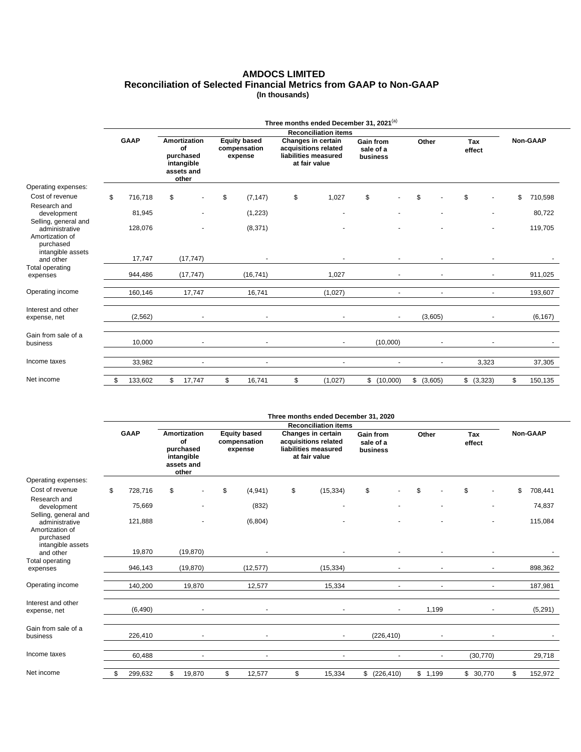# AMDOCS LIMITED
## Reconciliation of Selected Financial Metrics from GAAP to Non-GAAP
**(In thousands)**

| | Three months ended December 31, 2021[(a)] | | | | | | | |
|---|---|---|---|---|---|---|---|---|
| | | Reconciliation items | | | | | | |
| | GAAP | Amortization of purchased intangible assets and other | Equity based compensation expense | Changes in certain acquisitions related liabilities measured at fair value | Gain from sale of a business | Other | Tax effect | Non-GAAP |
| Operating expenses: | | | | | | | | |
| Cost of revenue | $ 716,718 | $ - | $ (7,147) | $ 1,027 | $ - | $ - | $ - | $ 710,598 |
| Research and development | 81,945 | - | (1,223) | - | - | - | - | 80,722 |
| Selling, general and administrative | 128,076 | - | (8,371) | - | - | - | - | 119,705 |
| Amortization of purchased intangible assets and other | 17,747 | (17,747) | - | - | - | - | - | - |
| Total operating expenses | 944,486 | (17,747) | (16,741) | 1,027 | - | - | - | 911,025 |
| Operating income | 160,146 | 17,747 | 16,741 | (1,027) | - | - | - | 193,607 |
| Interest and other expense, net | (2,562) | - | - | - | - | (3,605) | - | (6,167) |
| Gain from sale of a business | 10,000 | - | - | - | (10,000) | - | - | - |
| Income taxes | 33,982 | - | - | - | - | - | 3,323 | 37,305 |
| Net income | $ 133,602 | $ 17,747 | $ 16,741 | $ (1,027) | $ (10,000) | $ (3,605) | $ (3,323) | $ 150,135 |

| | Three months ended December 31, 2020 | | | | | | | |
|---|---|---|---|---|---|---|---|---|
| | | Reconciliation items | | | | | | |
| | GAAP | Amortization of purchased intangible assets and other | Equity based compensation expense | Changes in certain acquisitions related liabilities measured at fair value | Gain from sale of a business | Other | Tax effect | Non-GAAP |
| Operating expenses: | | | | | | | | |
| Cost of revenue | $ 728,716 | $ - | $ (4,941) | $ (15,334) | $ - | $ - | $ - | $ 708,441 |
| Research and development | 75,669 | - | (832) | - | - | - | - | 74,837 |
| Selling, general and administrative | 121,888 | - | (6,804) | - | - | - | - | 115,084 |
| Amortization of purchased intangible assets and other | 19,870 | (19,870) | - | - | - | - | - | - |
| Total operating expenses | 946,143 | (19,870) | (12,577) | (15,334) | - | - | - | 898,362 |
| Operating income | 140,200 | 19,870 | 12,577 | 15,334 | - | - | - | 187,981 |
| Interest and other expense, net | (6,490) | - | - | - | - | 1,199 | - | (5,291) |
| Gain from sale of a business | 226,410 | - | - | - | (226,410) | - | - | - |
| Income taxes | 60,488 | - | - | - | - | - | (30,770) | 29,718 |
| Net income | $ 299,632 | $ 19,870 | $ 12,577 | $ 15,334 | $ (226,410) | $ 1,199 | $ 30,770 | $ 152,972 |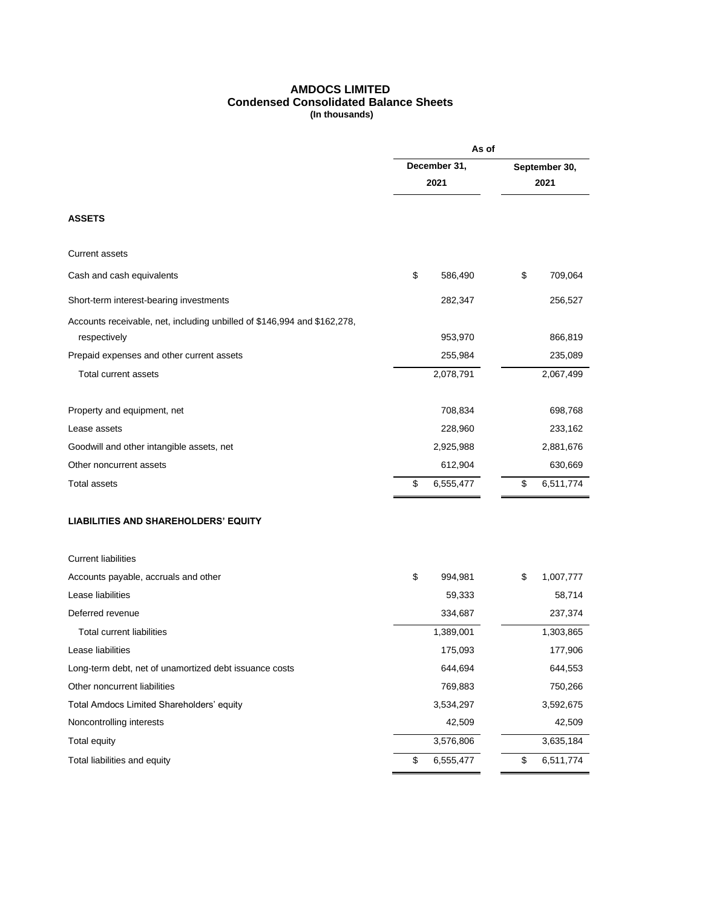# AMDOCS LIMITED
## Condensed Consolidated Balance Sheets
**(In thousands)**

| | As of | |
|---|---|---|
| | December 31, 2021 | September 30, 2021 |
| **ASSETS** | | |
| Current assets | | |
| Cash and cash equivalents | $ 586,490 | $ 709,064 |
| Short-term interest-bearing investments | 282,347 | 256,527 |
| Accounts receivable, net, including unbilled of $146,994 and $162,278, respectively | 953,970 | 866,819 |
| Prepaid expenses and other current assets | 255,984 | 235,089 |
| Total current assets | 2,078,791 | 2,067,499 |
| Property and equipment, net | 708,834 | 698,768 |
| Lease assets | 228,960 | 233,162 |
| Goodwill and other intangible assets, net | 2,925,988 | 2,881,676 |
| Other noncurrent assets | 612,904 | 630,669 |
| Total assets | $ 6,555,477 | $ 6,511,774 |
| **LIABILITIES AND SHAREHOLDERS' EQUITY** | | |
| Current liabilities | | |
| Accounts payable, accruals and other | $ 994,981 | $ 1,007,777 |
| Lease liabilities | 59,333 | 58,714 |
| Deferred revenue | 334,687 | 237,374 |
| Total current liabilities | 1,389,001 | 1,303,865 |
| Lease liabilities | 175,093 | 177,906 |
| Long-term debt, net of unamortized debt issuance costs | 644,694 | 644,553 |
| Other noncurrent liabilities | 769,883 | 750,266 |
| Total Amdocs Limited Shareholders' equity | 3,534,297 | 3,592,675 |
| Noncontrolling interests | 42,509 | 42,509 |
| Total equity | 3,576,806 | 3,635,184 |
| Total liabilities and equity | $ 6,555,477 | $ 6,511,774 |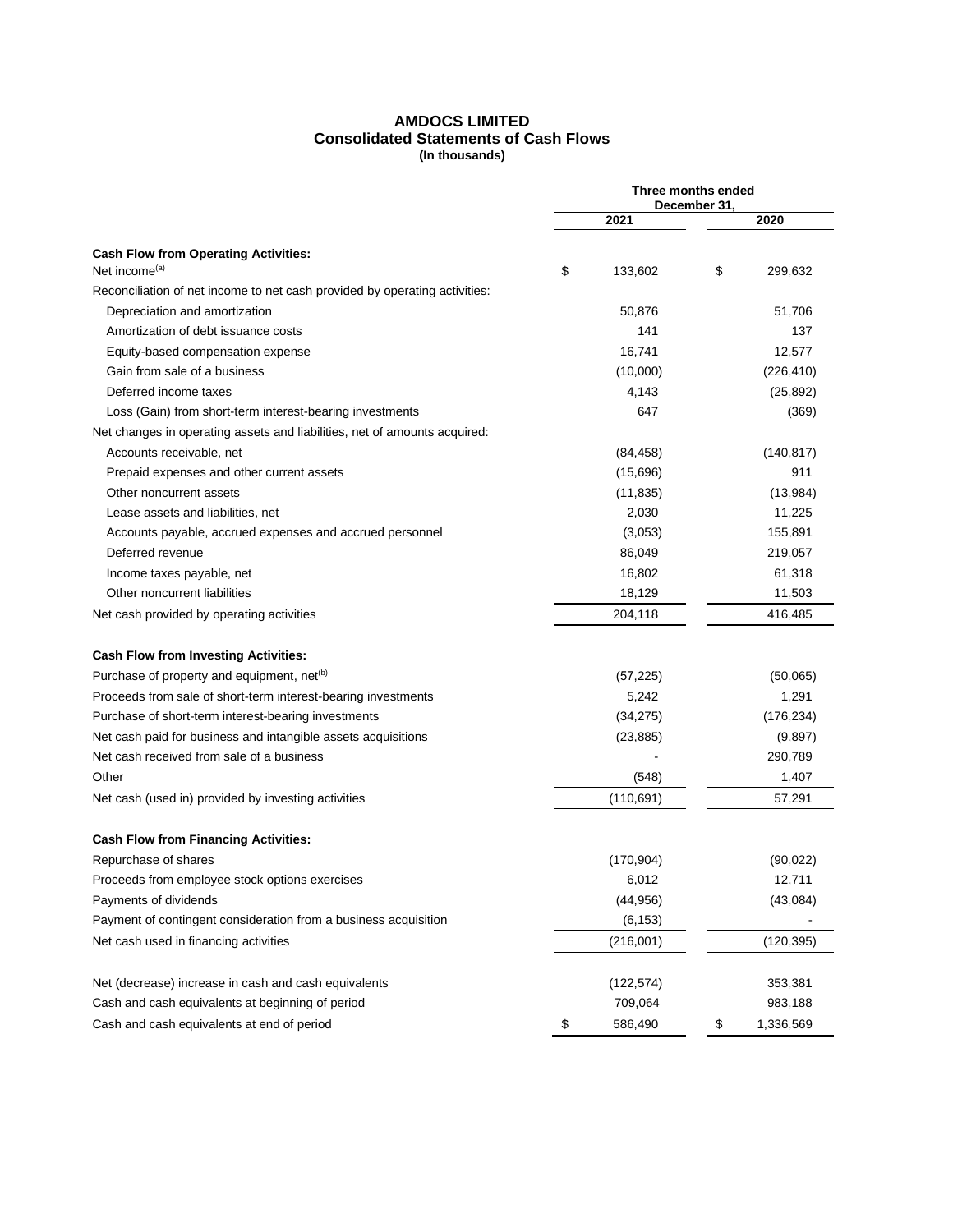# AMDOCS LIMITED
## Consolidated Statements of Cash Flows
**(In thousands)**

| | Three months ended December 31, | |
|---|---|---|
| | 2021 | 2020 |
| **Cash Flow from Operating Activities:** | | |
| Net income[(a)] | $ 133,602 | $ 299,632 |
| Reconciliation of net income to net cash provided by operating activities: | | |
| Depreciation and amortization | 50,876 | 51,706 |
| Amortization of debt issuance costs | 141 | 137 |
| Equity-based compensation expense | 16,741 | 12,577 |
| Gain from sale of a business | (10,000) | (226,410) |
| Deferred income taxes | 4,143 | (25,892) |
| Loss (Gain) from short-term interest-bearing investments | 647 | (369) |
| Net changes in operating assets and liabilities, net of amounts acquired: | | |
| Accounts receivable, net | (84,458) | (140,817) |
| Prepaid expenses and other current assets | (15,696) | 911 |
| Other noncurrent assets | (11,835) | (13,984) |
| Lease assets and liabilities, net | 2,030 | 11,225 |
| Accounts payable, accrued expenses and accrued personnel | (3,053) | 155,891 |
| Deferred revenue | 86,049 | 219,057 |
| Income taxes payable, net | 16,802 | 61,318 |
| Other noncurrent liabilities | 18,129 | 11,503 |
| Net cash provided by operating activities | 204,118 | 416,485 |
| **Cash Flow from Investing Activities:** | | |
| Purchase of property and equipment, net[(b)] | (57,225) | (50,065) |
| Proceeds from sale of short-term interest-bearing investments | 5,242 | 1,291 |
| Purchase of short-term interest-bearing investments | (34,275) | (176,234) |
| Net cash paid for business and intangible assets acquisitions | (23,885) | (9,897) |
| Net cash received from sale of a business | - | 290,789 |
| Other | (548) | 1,407 |
| Net cash (used in) provided by investing activities | (110,691) | 57,291 |
| **Cash Flow from Financing Activities:** | | |
| Repurchase of shares | (170,904) | (90,022) |
| Proceeds from employee stock options exercises | 6,012 | 12,711 |
| Payments of dividends | (44,956) | (43,084) |
| Payment of contingent consideration from a business acquisition | (6,153) | - |
| Net cash used in financing activities | (216,001) | (120,395) |
| Net (decrease) increase in cash and cash equivalents | (122,574) | 353,381 |
| Cash and cash equivalents at beginning of period | 709,064 | 983,188 |
| Cash and cash equivalents at end of period | $ 586,490 | $ 1,336,569 |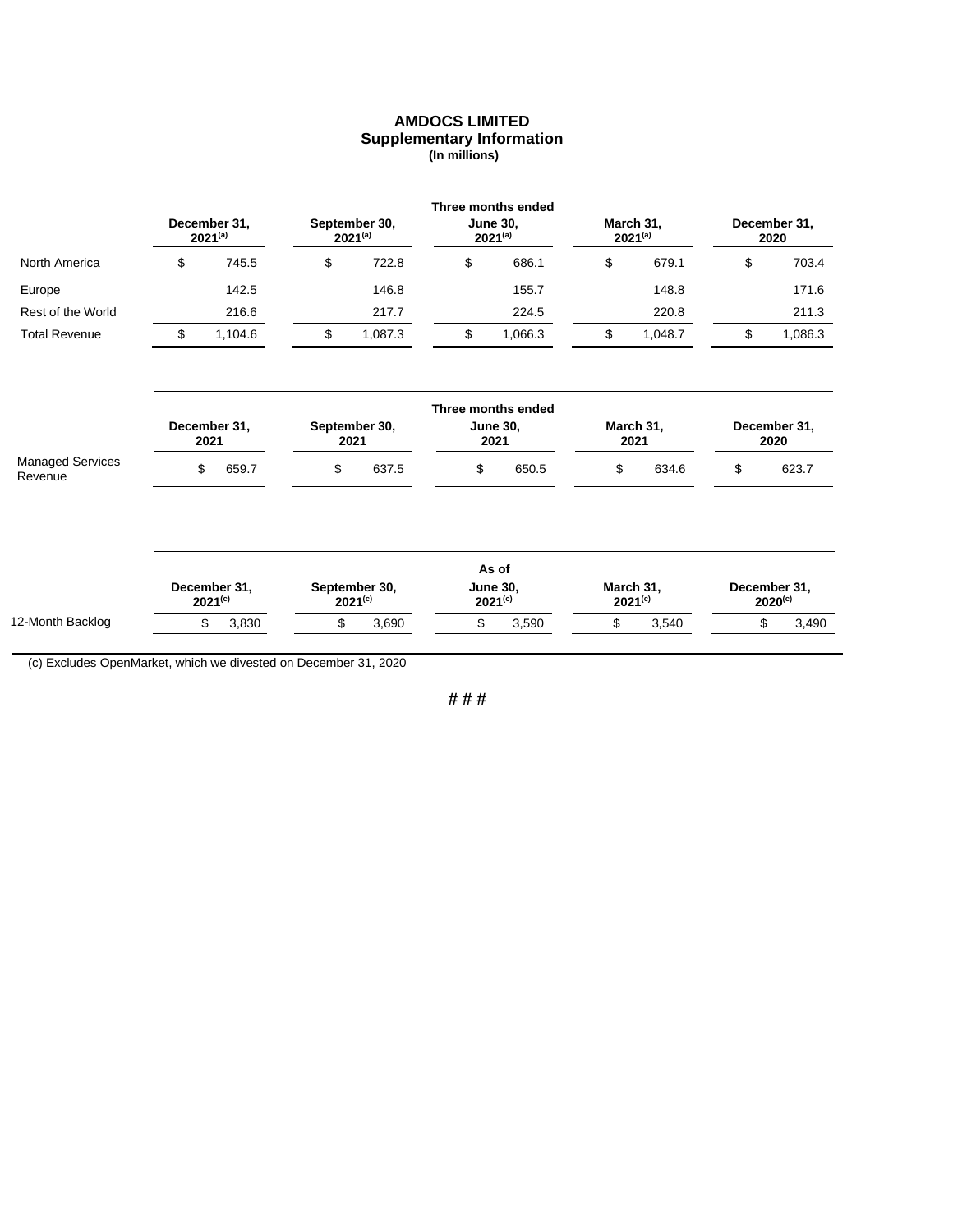**AMDOCS LIMITED**
**Supplementary Information**
**(In millions)**

| | Three months ended | | | | |
|---|---|---|---|---|---|
| | December 31, 2021[(a)] | September 30, 2021[(a)] | June 30, 2021[(a)] | March 31, 2021[(a)] | December 31, 2020 |
| North America | $ 745.5 | $ 722.8 | $ 686.1 | $ 679.1 | $ 703.4 |
| Europe | 142.5 | 146.8 | 155.7 | 148.8 | 171.6 |
| Rest of the World | 216.6 | 217.7 | 224.5 | 220.8 | 211.3 |
| Total Revenue | $ 1,104.6 | $ 1,087.3 | $ 1,066.3 | $ 1,048.7 | $ 1,086.3 |

| | Three months ended | | | | |
|---|---|---|---|---|---|
| | December 31, 2021 | September 30, 2021 | June 30, 2021 | March 31, 2021 | December 31, 2020 |
| Managed Services Revenue | $ 659.7 | $ 637.5 | $ 650.5 | $ 634.6 | $ 623.7 |

| | As of | | | | |
|---|---|---|---|---|---|
| | December 31, 2021[(c)] | September 30, 2021[(c)] | June 30, 2021[(c)] | March 31, 2021[(c)] | December 31, 2020[(c)] |
| 12-Month Backlog | $ 3,830 | $ 3,690 | $ 3,590 | $ 3,540 | $ 3,490 |

(c) Excludes OpenMarket, which we divested on December 31, 2020

# # #